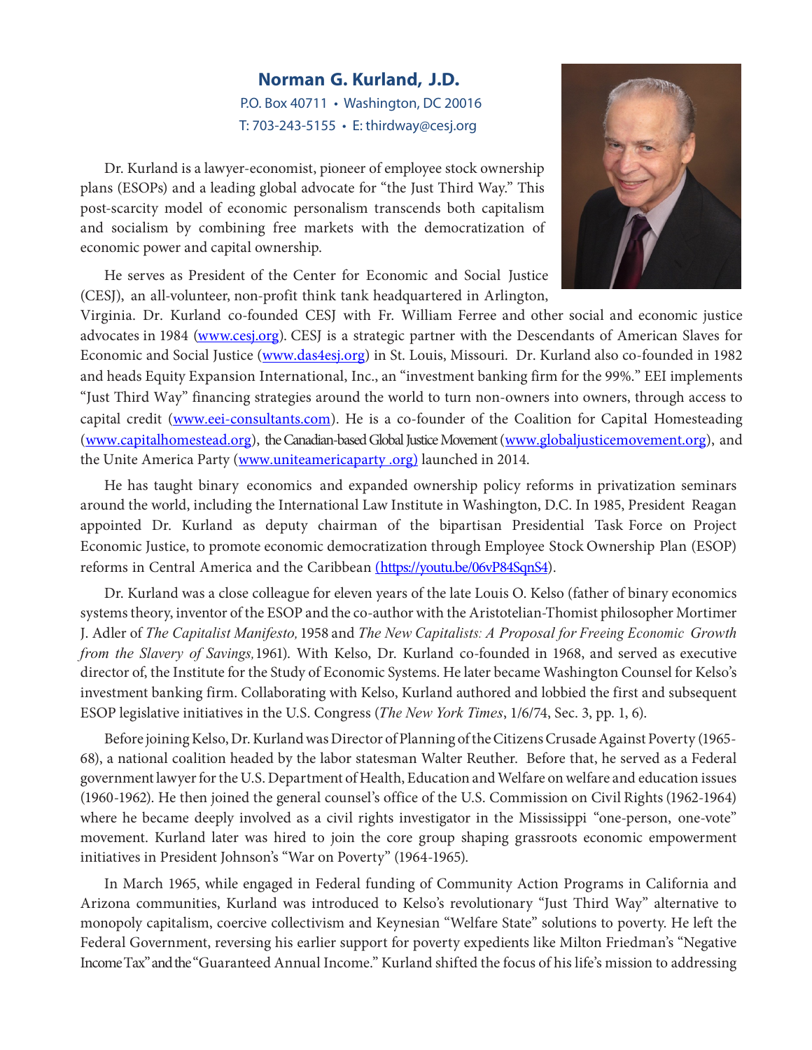# Norman G. Kurland, J.D.

P.O. Box 40711 • Washington, DC 20016
T: 703-243-5155 • E: thirdway@cesj.org

Dr. Kurland is a lawyer-economist, pioneer of employee stock ownership plans (ESOPs) and a leading global advocate for "the Just Third Way." This post-scarcity model of economic personalism transcends both capitalism and socialism by combining free markets with the democratization of economic power and capital ownership.

He serves as President of the Center for Economic and Social Justice (CESJ), an all-volunteer, non-profit think tank headquartered in Arlington, Virginia. Dr. Kurland co-founded CESJ with Fr. William Ferree and other social and economic justice advocates in 1984 (www.cesj.org). CESJ is a strategic partner with the Descendants of American Slaves for Economic and Social Justice (www.das4esj.org) in St. Louis, Missouri. Dr. Kurland also co-founded in 1982 and heads Equity Expansion International, Inc., an "investment banking firm for the 99%." EEI implements "Just Third Way" financing strategies around the world to turn non-owners into owners, through access to capital credit (www.eei-consultants.com). He is a co-founder of the Coalition for Capital Homesteading (www.capitalhomestead.org), the Canadian-based Global Justice Movement (www.globaljusticemovement.org), and the Unite America Party (www.uniteamericaparty .org) launched in 2014.

He has taught binary economics and expanded ownership policy reforms in privatization seminars around the world, including the International Law Institute in Washington, D.C. In 1985, President Reagan appointed Dr. Kurland as deputy chairman of the bipartisan Presidential Task Force on Project Economic Justice, to promote economic democratization through Employee Stock Ownership Plan (ESOP) reforms in Central America and the Caribbean (https://youtu.be/06vP84SqnS4).

Dr. Kurland was a close colleague for eleven years of the late Louis O. Kelso (father of binary economics systems theory, inventor of the ESOP and the co-author with the Aristotelian-Thomist philosopher Mortimer J. Adler of *The Capitalist Manifesto,* 1958 and *The New Capitalists: A Proposal for Freeing Economic Growth from the Slavery of Savings,* 1961). With Kelso, Dr. Kurland co-founded in 1968, and served as executive director of, the Institute for the Study of Economic Systems. He later became Washington Counsel for Kelso's investment banking firm. Collaborating with Kelso, Kurland authored and lobbied the first and subsequent ESOP legislative initiatives in the U.S. Congress (*The New York Times*, 1/6/74, Sec. 3, pp. 1, 6).

Before joining Kelso, Dr. Kurland was Director of Planning of the Citizens Crusade Against Poverty (1965-68), a national coalition headed by the labor statesman Walter Reuther. Before that, he served as a Federal government lawyer for the U.S. Department of Health, Education and Welfare on welfare and education issues (1960-1962). He then joined the general counsel's office of the U.S. Commission on Civil Rights (1962-1964) where he became deeply involved as a civil rights investigator in the Mississippi "one-person, one-vote" movement. Kurland later was hired to join the core group shaping grassroots economic empowerment initiatives in President Johnson's "War on Poverty" (1964-1965).

In March 1965, while engaged in Federal funding of Community Action Programs in California and Arizona communities, Kurland was introduced to Kelso's revolutionary "Just Third Way" alternative to monopoly capitalism, coercive collectivism and Keynesian "Welfare State" solutions to poverty. He left the Federal Government, reversing his earlier support for poverty expedients like Milton Friedman's "Negative Income Tax" and the "Guaranteed Annual Income." Kurland shifted the focus of his life's mission to addressing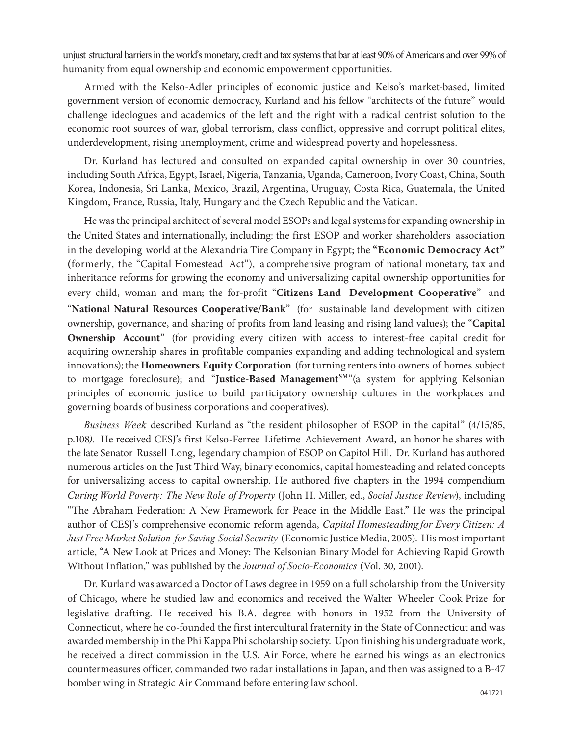unjust structural barriers in the world's monetary, credit and tax systems that bar at least 90% of Americans and over 99% of humanity from equal ownership and economic empowerment opportunities.

Armed with the Kelso-Adler principles of economic justice and Kelso's market-based, limited government version of economic democracy, Kurland and his fellow "architects of the future" would challenge ideologues and academics of the left and the right with a radical centrist solution to the economic root sources of war, global terrorism, class conflict, oppressive and corrupt political elites, underdevelopment, rising unemployment, crime and widespread poverty and hopelessness.

Dr. Kurland has lectured and consulted on expanded capital ownership in over 30 countries, including South Africa, Egypt, Israel, Nigeria, Tanzania, Uganda, Cameroon, Ivory Coast, China, South Korea, Indonesia, Sri Lanka, Mexico, Brazil, Argentina, Uruguay, Costa Rica, Guatemala, the United Kingdom, France, Russia, Italy, Hungary and the Czech Republic and the Vatican.

He was the principal architect of several model ESOPs and legal systems for expanding ownership in the United States and internationally, including: the first ESOP and worker shareholders association in the developing world at the Alexandria Tire Company in Egypt; the **"Economic Democracy Act"** (formerly, the "Capital Homestead Act"), a comprehensive program of national monetary, tax and inheritance reforms for growing the economy and universalizing capital ownership opportunities for every child, woman and man; the for-profit "**Citizens Land Development Cooperative**" and "**National Natural Resources Cooperative/Bank**" (for sustainable land development with citizen ownership, governance, and sharing of profits from land leasing and rising land values); the "**Capital Ownership Account**" (for providing every citizen with access to interest-free capital credit for acquiring ownership shares in profitable companies expanding and adding technological and system innovations); the **Homeowners Equity Corporation** (for turning renters into owners of homes subject to mortgage foreclosure); and "**Justice-Based Management**[SM]"(a system for applying Kelsonian principles of economic justice to build participatory ownership cultures in the workplaces and governing boards of business corporations and cooperatives).

*Business Week* described Kurland as "the resident philosopher of ESOP in the capital" (4/15/85, p.108). He received CESJ's first Kelso-Ferree Lifetime Achievement Award, an honor he shares with the late Senator Russell Long, legendary champion of ESOP on Capitol Hill. Dr. Kurland has authored numerous articles on the Just Third Way, binary economics, capital homesteading and related concepts for universalizing access to capital ownership. He authored five chapters in the 1994 compendium *Curing World Poverty: The New Role of Property* (John H. Miller, ed., *Social Justice Review*), including "The Abraham Federation: A New Framework for Peace in the Middle East." He was the principal author of CESJ's comprehensive economic reform agenda, *Capital Homesteading for Every Citizen: A Just Free Market Solution for Saving Social Security* (Economic Justice Media, 2005). His most important article, "A New Look at Prices and Money: The Kelsonian Binary Model for Achieving Rapid Growth Without Inflation," was published by the *Journal of Socio-Economics* (Vol. 30, 2001).

Dr. Kurland was awarded a Doctor of Laws degree in 1959 on a full scholarship from the University of Chicago, where he studied law and economics and received the Walter Wheeler Cook Prize for legislative drafting. He received his B.A. degree with honors in 1952 from the University of Connecticut, where he co-founded the first intercultural fraternity in the State of Connecticut and was awarded membership in the Phi Kappa Phi scholarship society. Upon finishing his undergraduate work, he received a direct commission in the U.S. Air Force, where he earned his wings as an electronics countermeasures officer, commanded two radar installations in Japan, and then was assigned to a B-47 bomber wing in Strategic Air Command before entering law school.

041721